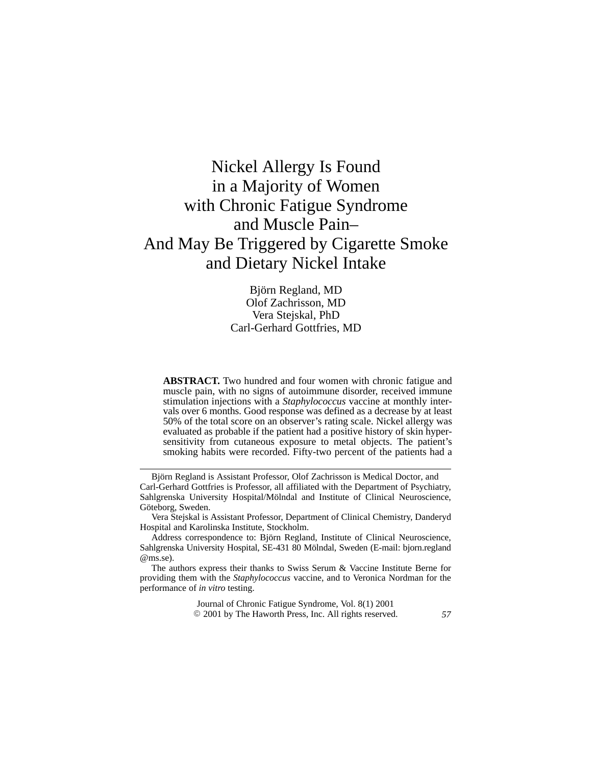# Nickel Allergy Is Found in a Majority of Women with Chronic Fatigue Syndrome and Muscle Pain– And May Be Triggered by Cigarette Smoke and Dietary Nickel Intake

Björn Regland, MD
Olof Zachrisson, MD
Vera Stejskal, PhD
Carl-Gerhard Gottfries, MD

**ABSTRACT.** Two hundred and four women with chronic fatigue and muscle pain, with no signs of autoimmune disorder, received immune stimulation injections with a *Staphylococcus* vaccine at monthly intervals over 6 months. Good response was defined as a decrease by at least 50% of the total score on an observer's rating scale. Nickel allergy was evaluated as probable if the patient had a positive history of skin hypersensitivity from cutaneous exposure to metal objects. The patient's smoking habits were recorded. Fifty-two percent of the patients had a

---

Björn Regland is Assistant Professor, Olof Zachrisson is Medical Doctor, and Carl-Gerhard Gottfries is Professor, all affiliated with the Department of Psychiatry, Sahlgrenska University Hospital/Mölndal and Institute of Clinical Neuroscience, Göteborg, Sweden.

Vera Stejskal is Assistant Professor, Department of Clinical Chemistry, Danderyd Hospital and Karolinska Institute, Stockholm.

Address correspondence to: Björn Regland, Institute of Clinical Neuroscience, Sahlgrenska University Hospital, SE-431 80 Mölndal, Sweden (E-mail: bjorn.regland@ms.se).

The authors express their thanks to Swiss Serum & Vaccine Institute Berne for providing them with the *Staphylococcus* vaccine, and to Veronica Nordman for the performance of *in vitro* testing.

Journal of Chronic Fatigue Syndrome, Vol. 8(1) 2001
© 2001 by The Haworth Press, Inc. All rights reserved.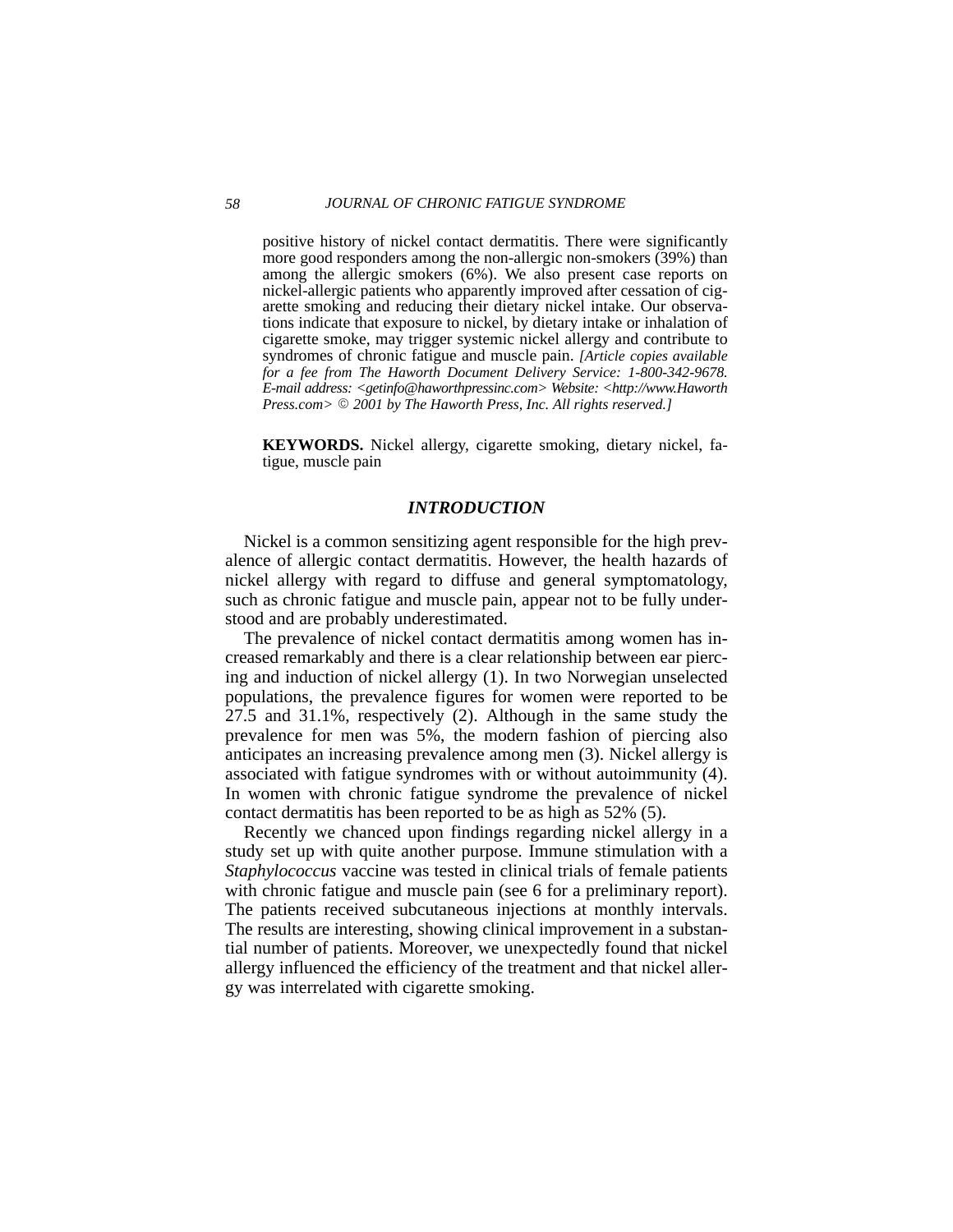positive history of nickel contact dermatitis. There were significantly more good responders among the non-allergic non-smokers (39%) than among the allergic smokers (6%). We also present case reports on nickel-allergic patients who apparently improved after cessation of cigarette smoking and reducing their dietary nickel intake. Our observations indicate that exposure to nickel, by dietary intake or inhalation of cigarette smoke, may trigger systemic nickel allergy and contribute to syndromes of chronic fatigue and muscle pain. *[Article copies available for a fee from The Haworth Document Delivery Service: 1-800-342-9678. E-mail address: <getinfo@haworthpressinc.com> Website: <http://www.HaworthPress.com> © 2001 by The Haworth Press, Inc. All rights reserved.]*

**KEYWORDS.** Nickel allergy, cigarette smoking, dietary nickel, fatigue, muscle pain

## *INTRODUCTION*

Nickel is a common sensitizing agent responsible for the high prevalence of allergic contact dermatitis. However, the health hazards of nickel allergy with regard to diffuse and general symptomatology, such as chronic fatigue and muscle pain, appear not to be fully understood and are probably underestimated.

The prevalence of nickel contact dermatitis among women has increased remarkably and there is a clear relationship between ear piercing and induction of nickel allergy (1). In two Norwegian unselected populations, the prevalence figures for women were reported to be 27.5 and 31.1%, respectively (2). Although in the same study the prevalence for men was 5%, the modern fashion of piercing also anticipates an increasing prevalence among men (3). Nickel allergy is associated with fatigue syndromes with or without autoimmunity (4). In women with chronic fatigue syndrome the prevalence of nickel contact dermatitis has been reported to be as high as 52% (5).

Recently we chanced upon findings regarding nickel allergy in a study set up with quite another purpose. Immune stimulation with a *Staphylococcus* vaccine was tested in clinical trials of female patients with chronic fatigue and muscle pain (see 6 for a preliminary report). The patients received subcutaneous injections at monthly intervals. The results are interesting, showing clinical improvement in a substantial number of patients. Moreover, we unexpectedly found that nickel allergy influenced the efficiency of the treatment and that nickel allergy was interrelated with cigarette smoking.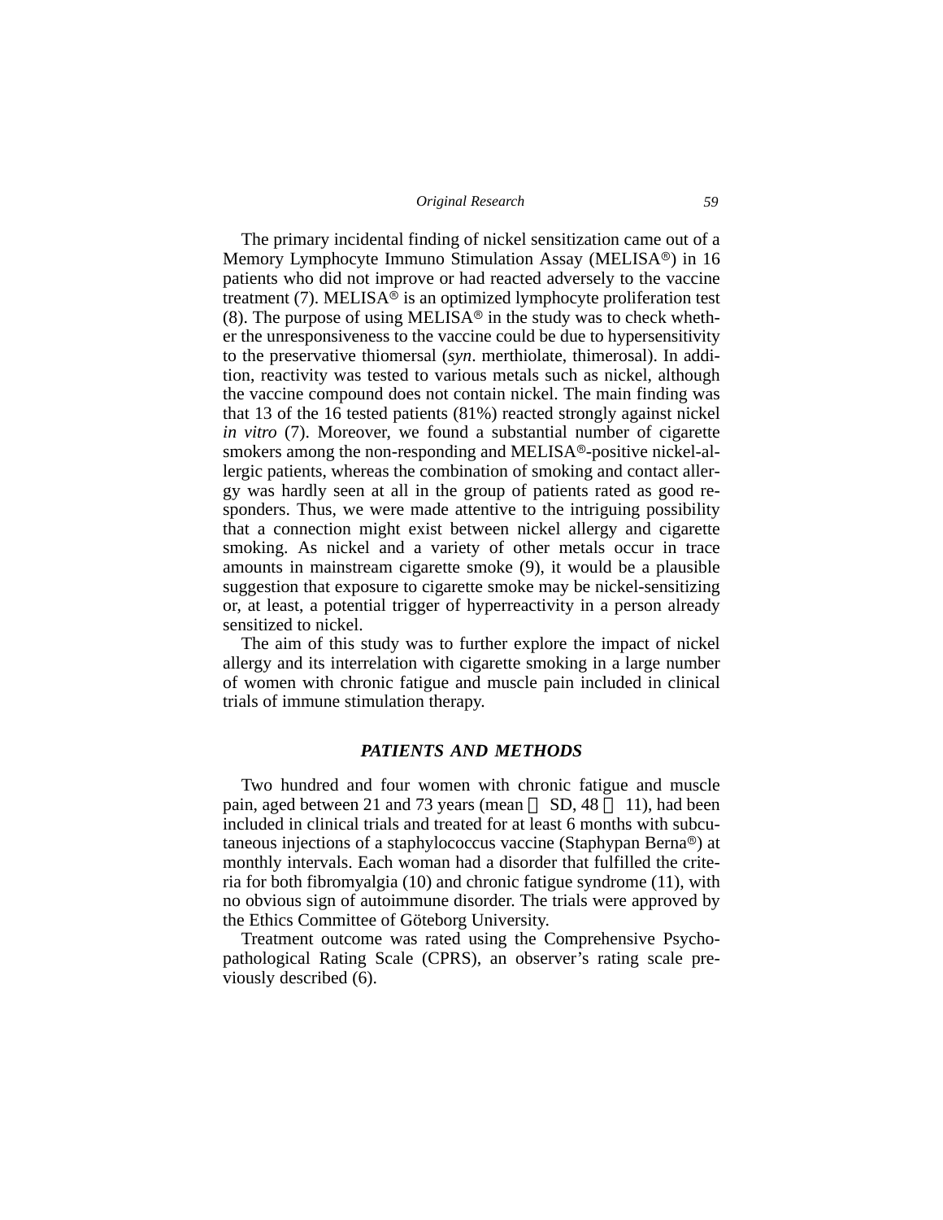The primary incidental finding of nickel sensitization came out of a Memory Lymphocyte Immuno Stimulation Assay (MELISA®) in 16 patients who did not improve or had reacted adversely to the vaccine treatment (7). MELISA® is an optimized lymphocyte proliferation test (8). The purpose of using MELISA® in the study was to check whether the unresponsiveness to the vaccine could be due to hypersensitivity to the preservative thiomersal (*syn*. merthiolate, thimerosal). In addition, reactivity was tested to various metals such as nickel, although the vaccine compound does not contain nickel. The main finding was that 13 of the 16 tested patients (81%) reacted strongly against nickel *in vitro* (7). Moreover, we found a substantial number of cigarette smokers among the non-responding and MELISA®-positive nickel-allergic patients, whereas the combination of smoking and contact allergy was hardly seen at all in the group of patients rated as good responders. Thus, we were made attentive to the intriguing possibility that a connection might exist between nickel allergy and cigarette smoking. As nickel and a variety of other metals occur in trace amounts in mainstream cigarette smoke (9), it would be a plausible suggestion that exposure to cigarette smoke may be nickel-sensitizing or, at least, a potential trigger of hyperreactivity in a person already sensitized to nickel.

The aim of this study was to further explore the impact of nickel allergy and its interrelation with cigarette smoking in a large number of women with chronic fatigue and muscle pain included in clinical trials of immune stimulation therapy.

## PATIENTS AND METHODS

Two hundred and four women with chronic fatigue and muscle pain, aged between 21 and 73 years (mean $\pm$ SD, 48 $\pm$ 11), had been included in clinical trials and treated for at least 6 months with subcutaneous injections of a staphylococcus vaccine (Staphypan Berna®) at monthly intervals. Each woman had a disorder that fulfilled the criteria for both fibromyalgia (10) and chronic fatigue syndrome (11), with no obvious sign of autoimmune disorder. The trials were approved by the Ethics Committee of Göteborg University.

Treatment outcome was rated using the Comprehensive Psychopathological Rating Scale (CPRS), an observer's rating scale previously described (6).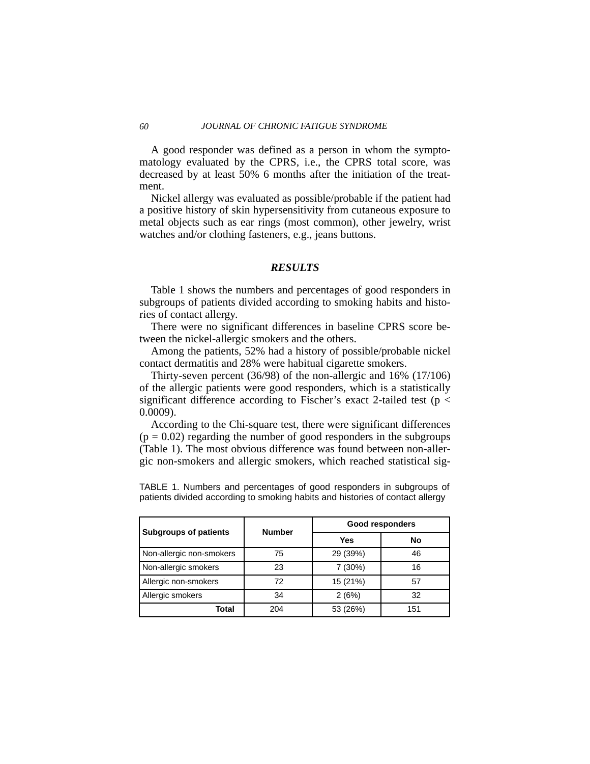A good responder was defined as a person in whom the symptomatology evaluated by the CPRS, i.e., the CPRS total score, was decreased by at least 50% 6 months after the initiation of the treatment.

Nickel allergy was evaluated as possible/probable if the patient had a positive history of skin hypersensitivity from cutaneous exposure to metal objects such as ear rings (most common), other jewelry, wrist watches and/or clothing fasteners, e.g., jeans buttons.

## *RESULTS*

Table 1 shows the numbers and percentages of good responders in subgroups of patients divided according to smoking habits and histories of contact allergy.

There were no significant differences in baseline CPRS score between the nickel-allergic smokers and the others.

Among the patients, 52% had a history of possible/probable nickel contact dermatitis and 28% were habitual cigarette smokers.

Thirty-seven percent (36/98) of the non-allergic and 16% (17/106) of the allergic patients were good responders, which is a statistically significant difference according to Fischer's exact 2-tailed test ($p < 0.0009$).

According to the Chi-square test, there were significant differences ($p = 0.02$) regarding the number of good responders in the subgroups (Table 1). The most obvious difference was found between non-allergic non-smokers and allergic smokers, which reached statistical sig-

TABLE 1. Numbers and percentages of good responders in subgroups of patients divided according to smoking habits and histories of contact allergy

| Subgroups of patients | Number | Good responders | |
|---|---|---|---|
| | | Yes | No |
| Non-allergic non-smokers | 75 | 29 (39%) | 46 |
| Non-allergic smokers | 23 | 7 (30%) | 16 |
| Allergic non-smokers | 72 | 15 (21%) | 57 |
| Allergic smokers | 34 | 2 (6%) | 32 |
| **Total** | 204 | 53 (26%) | 151 |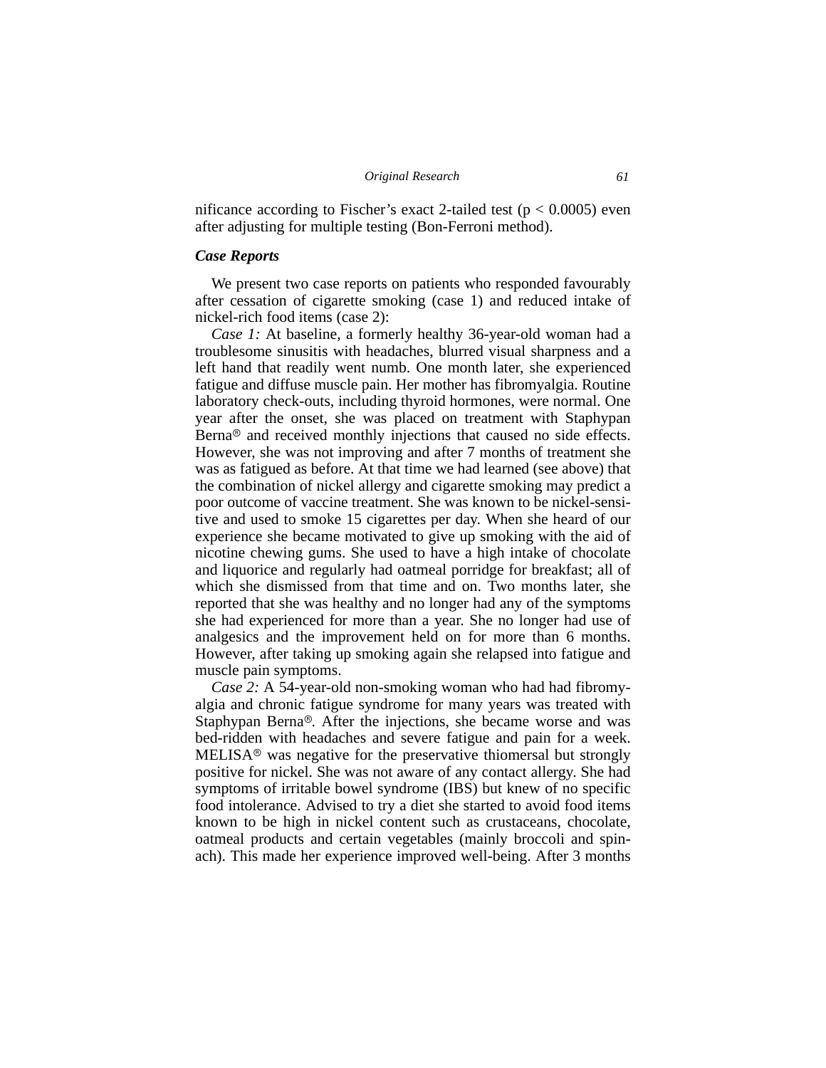nificance according to Fischer's exact 2-tailed test ($p < 0.0005$) even after adjusting for multiple testing (Bon-Ferroni method).

### *Case Reports*

We present two case reports on patients who responded favourably after cessation of cigarette smoking (case 1) and reduced intake of nickel-rich food items (case 2):

*Case 1:* At baseline, a formerly healthy 36-year-old woman had a troublesome sinusitis with headaches, blurred visual sharpness and a left hand that readily went numb. One month later, she experienced fatigue and diffuse muscle pain. Her mother has fibromyalgia. Routine laboratory check-outs, including thyroid hormones, were normal. One year after the onset, she was placed on treatment with Staphypan Berna® and received monthly injections that caused no side effects. However, she was not improving and after 7 months of treatment she was as fatigued as before. At that time we had learned (see above) that the combination of nickel allergy and cigarette smoking may predict a poor outcome of vaccine treatment. She was known to be nickel-sensitive and used to smoke 15 cigarettes per day. When she heard of our experience she became motivated to give up smoking with the aid of nicotine chewing gums. She used to have a high intake of chocolate and liquorice and regularly had oatmeal porridge for breakfast; all of which she dismissed from that time and on. Two months later, she reported that she was healthy and no longer had any of the symptoms she had experienced for more than a year. She no longer had use of analgesics and the improvement held on for more than 6 months. However, after taking up smoking again she relapsed into fatigue and muscle pain symptoms.

*Case 2:* A 54-year-old non-smoking woman who had had fibromyalgia and chronic fatigue syndrome for many years was treated with Staphypan Berna®. After the injections, she became worse and was bed-ridden with headaches and severe fatigue and pain for a week. MELISA® was negative for the preservative thiomersal but strongly positive for nickel. She was not aware of any contact allergy. She had symptoms of irritable bowel syndrome (IBS) but knew of no specific food intolerance. Advised to try a diet she started to avoid food items known to be high in nickel content such as crustaceans, chocolate, oatmeal products and certain vegetables (mainly broccoli and spinach). This made her experience improved well-being. After 3 months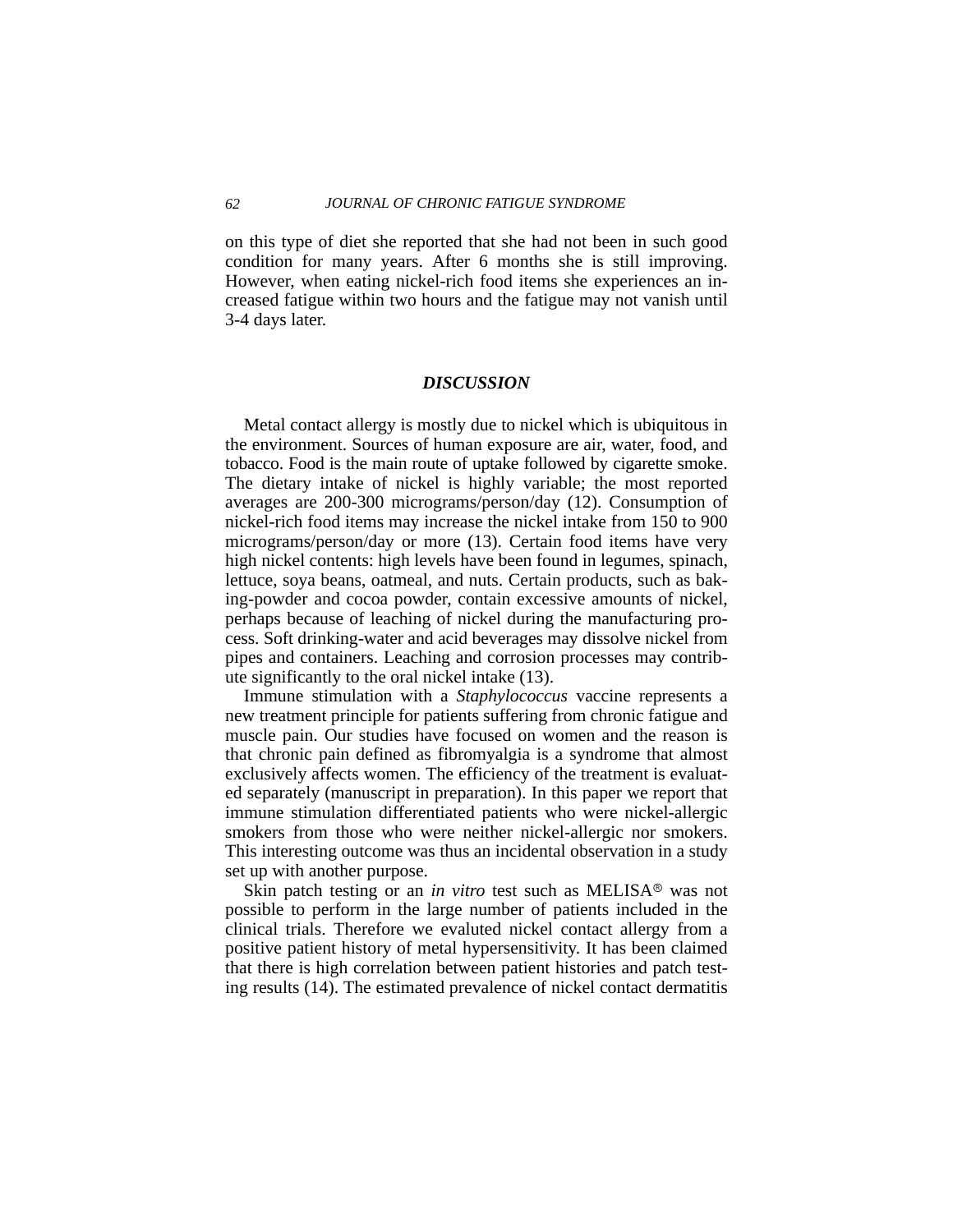on this type of diet she reported that she had not been in such good condition for many years. After 6 months she is still improving. However, when eating nickel-rich food items she experiences an increased fatigue within two hours and the fatigue may not vanish until 3-4 days later.

## *DISCUSSION*

Metal contact allergy is mostly due to nickel which is ubiquitous in the environment. Sources of human exposure are air, water, food, and tobacco. Food is the main route of uptake followed by cigarette smoke. The dietary intake of nickel is highly variable; the most reported averages are 200-300 micrograms/person/day (12). Consumption of nickel-rich food items may increase the nickel intake from 150 to 900 micrograms/person/day or more (13). Certain food items have very high nickel contents: high levels have been found in legumes, spinach, lettuce, soya beans, oatmeal, and nuts. Certain products, such as baking-powder and cocoa powder, contain excessive amounts of nickel, perhaps because of leaching of nickel during the manufacturing process. Soft drinking-water and acid beverages may dissolve nickel from pipes and containers. Leaching and corrosion processes may contribute significantly to the oral nickel intake (13).

Immune stimulation with a *Staphylococcus* vaccine represents a new treatment principle for patients suffering from chronic fatigue and muscle pain. Our studies have focused on women and the reason is that chronic pain defined as fibromyalgia is a syndrome that almost exclusively affects women. The efficiency of the treatment is evaluated separately (manuscript in preparation). In this paper we report that immune stimulation differentiated patients who were nickel-allergic smokers from those who were neither nickel-allergic nor smokers. This interesting outcome was thus an incidental observation in a study set up with another purpose.

Skin patch testing or an *in vitro* test such as MELISA® was not possible to perform in the large number of patients included in the clinical trials. Therefore we evaluted nickel contact allergy from a positive patient history of metal hypersensitivity. It has been claimed that there is high correlation between patient histories and patch testing results (14). The estimated prevalence of nickel contact dermatitis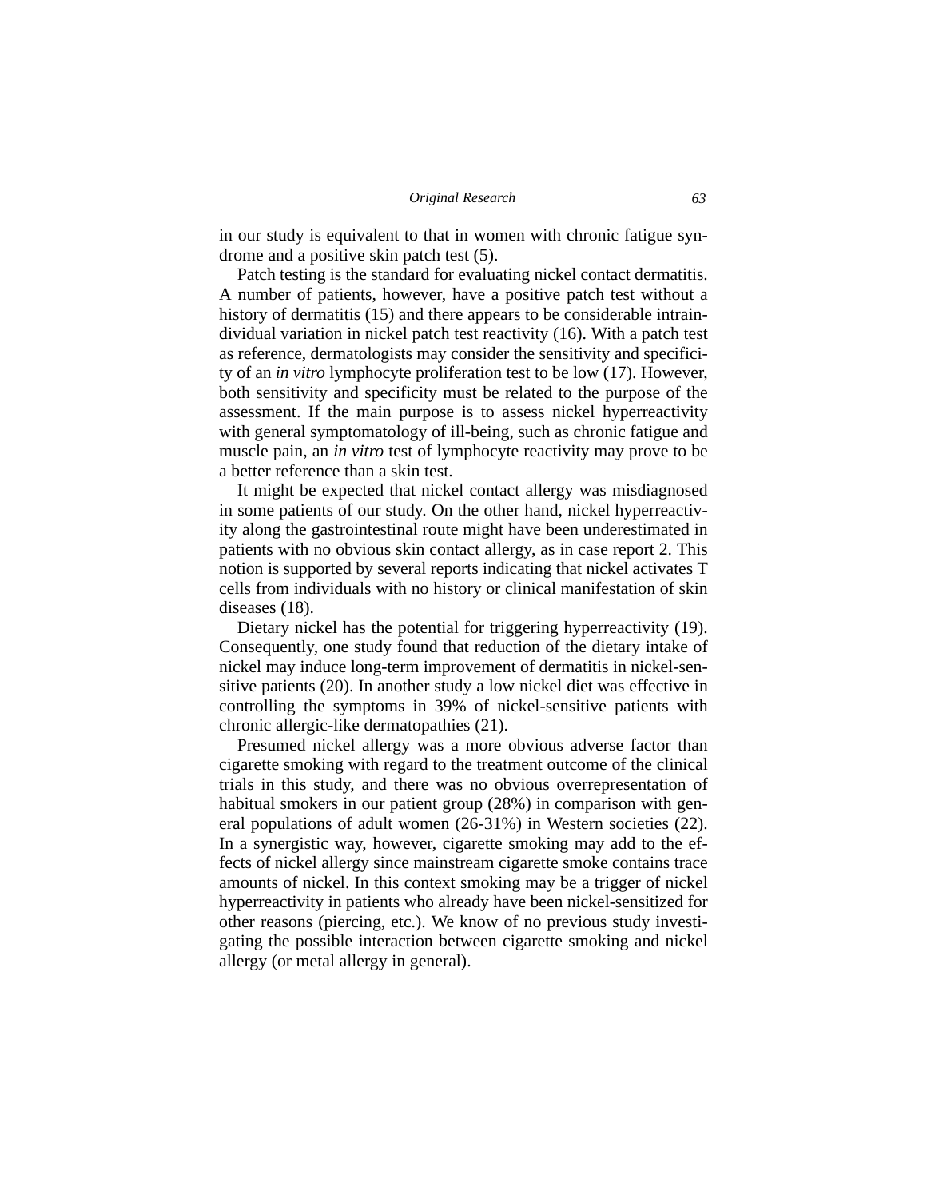in our study is equivalent to that in women with chronic fatigue syndrome and a positive skin patch test (5).

Patch testing is the standard for evaluating nickel contact dermatitis. A number of patients, however, have a positive patch test without a history of dermatitis (15) and there appears to be considerable intraindividual variation in nickel patch test reactivity (16). With a patch test as reference, dermatologists may consider the sensitivity and specificity of an *in vitro* lymphocyte proliferation test to be low (17). However, both sensitivity and specificity must be related to the purpose of the assessment. If the main purpose is to assess nickel hyperreactivity with general symptomatology of ill-being, such as chronic fatigue and muscle pain, an *in vitro* test of lymphocyte reactivity may prove to be a better reference than a skin test.

It might be expected that nickel contact allergy was misdiagnosed in some patients of our study. On the other hand, nickel hyperreactivity along the gastrointestinal route might have been underestimated in patients with no obvious skin contact allergy, as in case report 2. This notion is supported by several reports indicating that nickel activates T cells from individuals with no history or clinical manifestation of skin diseases (18).

Dietary nickel has the potential for triggering hyperreactivity (19). Consequently, one study found that reduction of the dietary intake of nickel may induce long-term improvement of dermatitis in nickel-sensitive patients (20). In another study a low nickel diet was effective in controlling the symptoms in 39% of nickel-sensitive patients with chronic allergic-like dermatopathies (21).

Presumed nickel allergy was a more obvious adverse factor than cigarette smoking with regard to the treatment outcome of the clinical trials in this study, and there was no obvious overrepresentation of habitual smokers in our patient group (28%) in comparison with general populations of adult women (26-31%) in Western societies (22). In a synergistic way, however, cigarette smoking may add to the effects of nickel allergy since mainstream cigarette smoke contains trace amounts of nickel. In this context smoking may be a trigger of nickel hyperreactivity in patients who already have been nickel-sensitized for other reasons (piercing, etc.). We know of no previous study investigating the possible interaction between cigarette smoking and nickel allergy (or metal allergy in general).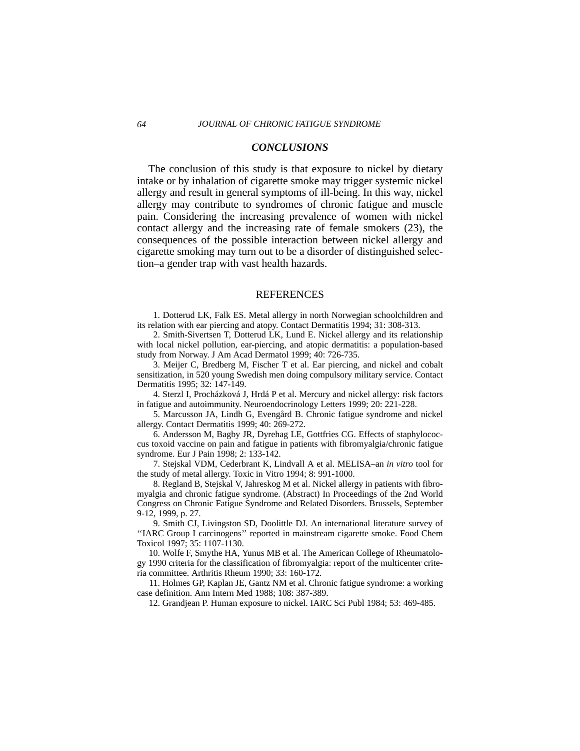## *CONCLUSIONS*

The conclusion of this study is that exposure to nickel by dietary intake or by inhalation of cigarette smoke may trigger systemic nickel allergy and result in general symptoms of ill-being. In this way, nickel allergy may contribute to syndromes of chronic fatigue and muscle pain. Considering the increasing prevalence of women with nickel contact allergy and the increasing rate of female smokers (23), the consequences of the possible interaction between nickel allergy and cigarette smoking may turn out to be a disorder of distinguished selection–a gender trap with vast health hazards.

## REFERENCES

1. Dotterud LK, Falk ES. Metal allergy in north Norwegian schoolchildren and its relation with ear piercing and atopy. Contact Dermatitis 1994; 31: 308-313.

2. Smith-Sivertsen T, Dotterud LK, Lund E. Nickel allergy and its relationship with local nickel pollution, ear-piercing, and atopic dermatitis: a population-based study from Norway. J Am Acad Dermatol 1999; 40: 726-735.

3. Meijer C, Bredberg M, Fischer T et al. Ear piercing, and nickel and cobalt sensitization, in 520 young Swedish men doing compulsory military service. Contact Dermatitis 1995; 32: 147-149.

4. Sterzl I, Procházková J, Hrdá P et al. Mercury and nickel allergy: risk factors in fatigue and autoimmunity. Neuroendocrinology Letters 1999; 20: 221-228.

5. Marcusson JA, Lindh G, Evengård B. Chronic fatigue syndrome and nickel allergy. Contact Dermatitis 1999; 40: 269-272.

6. Andersson M, Bagby JR, Dyrehag LE, Gottfries CG. Effects of staphylococcus toxoid vaccine on pain and fatigue in patients with fibromyalgia/chronic fatigue syndrome. Eur J Pain 1998; 2: 133-142.

7. Stejskal VDM, Cederbrant K, Lindvall A et al. MELISA–an *in vitro* tool for the study of metal allergy. Toxic in Vitro 1994; 8: 991-1000.

8. Regland B, Stejskal V, Jahreskog M et al. Nickel allergy in patients with fibromyalgia and chronic fatigue syndrome. (Abstract) In Proceedings of the 2nd World Congress on Chronic Fatigue Syndrome and Related Disorders. Brussels, September 9-12, 1999, p. 27.

9. Smith CJ, Livingston SD, Doolittle DJ. An international literature survey of ''IARC Group I carcinogens'' reported in mainstream cigarette smoke. Food Chem Toxicol 1997; 35: 1107-1130.

10. Wolfe F, Smythe HA, Yunus MB et al. The American College of Rheumatology 1990 criteria for the classification of fibromyalgia: report of the multicenter criteria committee. Arthritis Rheum 1990; 33: 160-172.

11. Holmes GP, Kaplan JE, Gantz NM et al. Chronic fatigue syndrome: a working case definition. Ann Intern Med 1988; 108: 387-389.

12. Grandjean P. Human exposure to nickel. IARC Sci Publ 1984; 53: 469-485.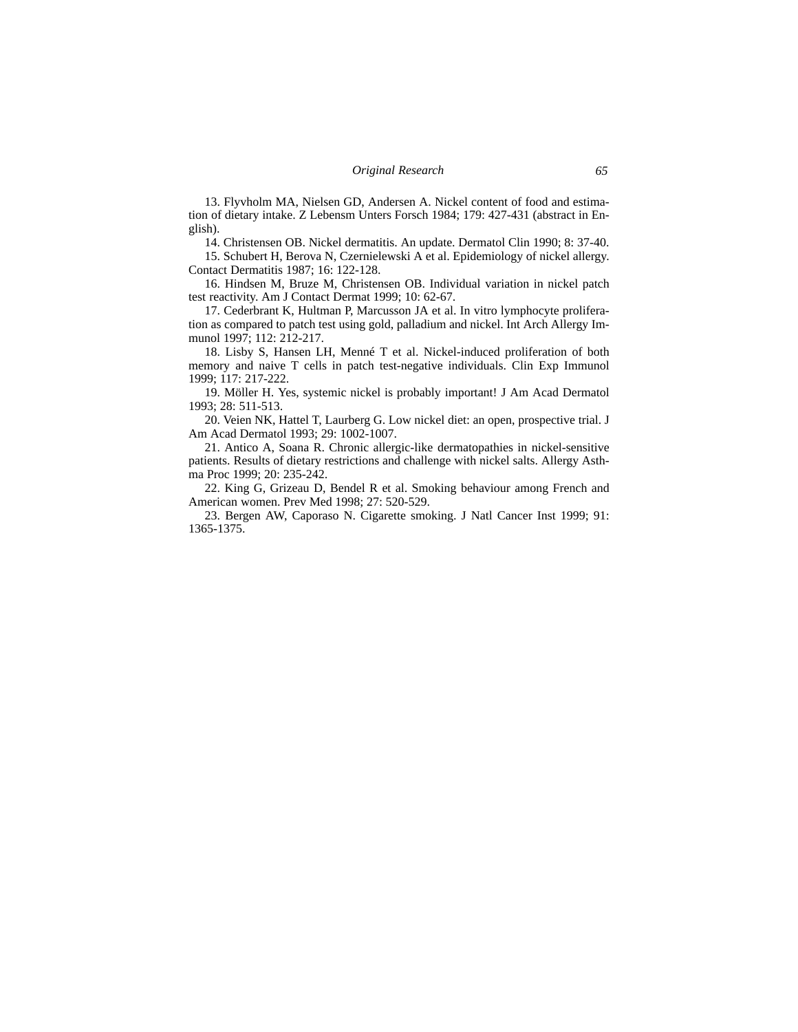13. Flyvholm MA, Nielsen GD, Andersen A. Nickel content of food and estimation of dietary intake. Z Lebensm Unters Forsch 1984; 179: 427-431 (abstract in English).

14. Christensen OB. Nickel dermatitis. An update. Dermatol Clin 1990; 8: 37-40.

15. Schubert H, Berova N, Czernielewski A et al. Epidemiology of nickel allergy. Contact Dermatitis 1987; 16: 122-128.

16. Hindsen M, Bruze M, Christensen OB. Individual variation in nickel patch test reactivity. Am J Contact Dermat 1999; 10: 62-67.

17. Cederbrant K, Hultman P, Marcusson JA et al. In vitro lymphocyte proliferation as compared to patch test using gold, palladium and nickel. Int Arch Allergy Immunol 1997; 112: 212-217.

18. Lisby S, Hansen LH, Menné T et al. Nickel-induced proliferation of both memory and naive T cells in patch test-negative individuals. Clin Exp Immunol 1999; 117: 217-222.

19. Möller H. Yes, systemic nickel is probably important! J Am Acad Dermatol 1993; 28: 511-513.

20. Veien NK, Hattel T, Laurberg G. Low nickel diet: an open, prospective trial. J Am Acad Dermatol 1993; 29: 1002-1007.

21. Antico A, Soana R. Chronic allergic-like dermatopathies in nickel-sensitive patients. Results of dietary restrictions and challenge with nickel salts. Allergy Asthma Proc 1999; 20: 235-242.

22. King G, Grizeau D, Bendel R et al. Smoking behaviour among French and American women. Prev Med 1998; 27: 520-529.

23. Bergen AW, Caporaso N. Cigarette smoking. J Natl Cancer Inst 1999; 91: 1365-1375.